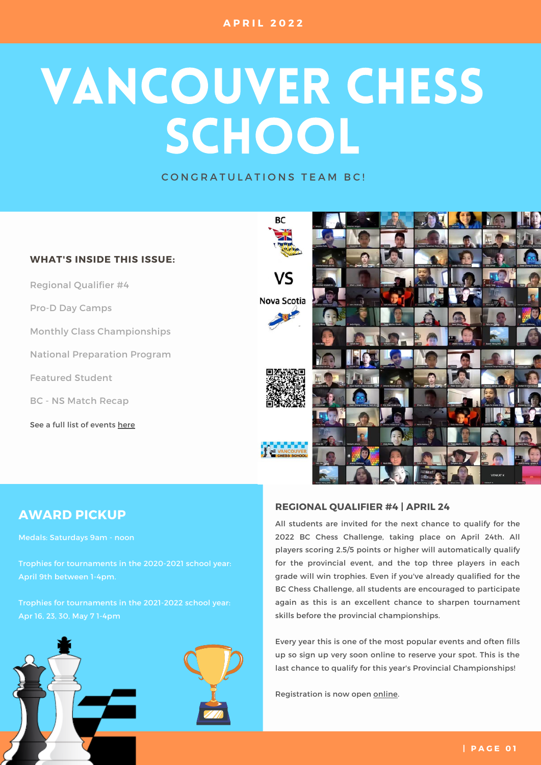APRIL 2022

# VANCOUVER CHESS SCHOOL

CONGRATULATIONS TEAM BC!

**WHAT'S INSIDE THIS ISSUE:**

- Regional Qualifier #4
- Pro-D Day Camps
- Monthly Class Championships
- National Preparation Program
- Featured Student
- BC - NS Match Recap

See a full list of events here

BC VS Nova Scotia

## AWARD PICKUP

Medals: Saturdays 9am - noon

Trophies for tournaments in the 2020-2021 school year: April 9th between 1-4pm.

Trophies for tournaments in the 2021-2022 school year: Apr 16, 23, 30, May 7 1-4pm

## REGIONAL QUALIFIER #4 | APRIL 24

All students are invited for the next chance to qualify for the 2022 BC Chess Challenge, taking place on April 24th. All players scoring 2.5/5 points or higher will automatically qualify for the provincial event, and the top three players in each grade will win trophies. Even if you've already qualified for the BC Chess Challenge, all students are encouraged to participate again as this is an excellent chance to sharpen tournament skills before the provincial championships.

Every year this is one of the most popular events and often fills up so sign up very soon online to reserve your spot. This is the last chance to qualify for this year's Provincial Championships!

Registration is now open online.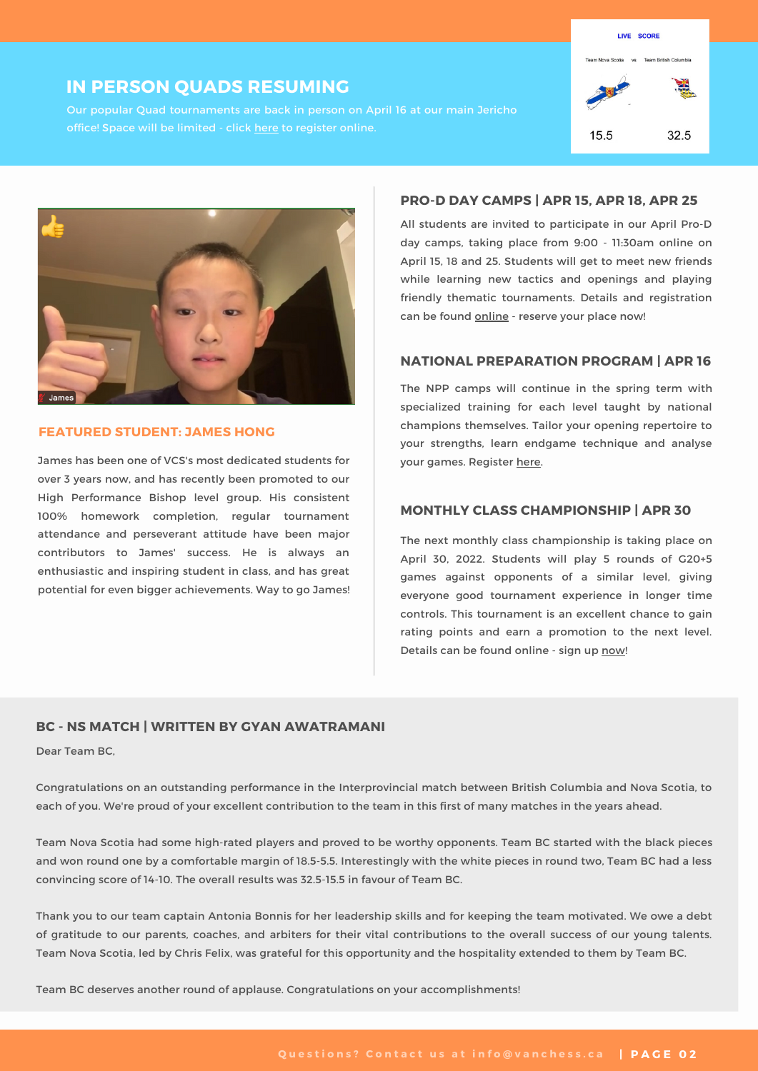## IN PERSON QUADS RESUMING

Our popular Quad tournaments are back in person on April 16 at our main Jericho office! Space will be limited - click here to register online.

LIVE SCORE

Team Nova Scotia vs Team British Columbia

15.5 32.5

### FEATURED STUDENT: JAMES HONG

James has been one of VCS's most dedicated students for over 3 years now, and has recently been promoted to our High Performance Bishop level group. His consistent 100% homework completion, regular tournament attendance and perseverant attitude have been major contributors to James' success. He is always an enthusiastic and inspiring student in class, and has great potential for even bigger achievements. Way to go James!

### PRO-D DAY CAMPS | APR 15, APR 18, APR 25

All students are invited to participate in our April Pro-D day camps, taking place from 9:00 - 11:30am online on April 15, 18 and 25. Students will get to meet new friends while learning new tactics and openings and playing friendly thematic tournaments. Details and registration can be found online - reserve your place now!

### NATIONAL PREPARATION PROGRAM | APR 16

The NPP camps will continue in the spring term with specialized training for each level taught by national champions themselves. Tailor your opening repertoire to your strengths, learn endgame technique and analyse your games. Register here.

### MONTHLY CLASS CHAMPIONSHIP | APR 30

The next monthly class championship is taking place on April 30, 2022. Students will play 5 rounds of G20+5 games against opponents of a similar level, giving everyone good tournament experience in longer time controls. This tournament is an excellent chance to gain rating points and earn a promotion to the next level. Details can be found online - sign up now!

### BC - NS MATCH | WRITTEN BY GYAN AWATRAMANI

Dear Team BC,

Congratulations on an outstanding performance in the Interprovincial match between British Columbia and Nova Scotia, to each of you. We're proud of your excellent contribution to the team in this first of many matches in the years ahead.

Team Nova Scotia had some high-rated players and proved to be worthy opponents. Team BC started with the black pieces and won round one by a comfortable margin of 18.5-5.5. Interestingly with the white pieces in round two, Team BC had a less convincing score of 14-10. The overall results was 32.5-15.5 in favour of Team BC.

Thank you to our team captain Antonia Bonnis for her leadership skills and for keeping the team motivated. We owe a debt of gratitude to our parents, coaches, and arbiters for their vital contributions to the overall success of our young talents. Team Nova Scotia, led by Chris Felix, was grateful for this opportunity and the hospitality extended to them by Team BC.

Team BC deserves another round of applause. Congratulations on your accomplishments!

Questions? Contact us at info@vanchess.ca